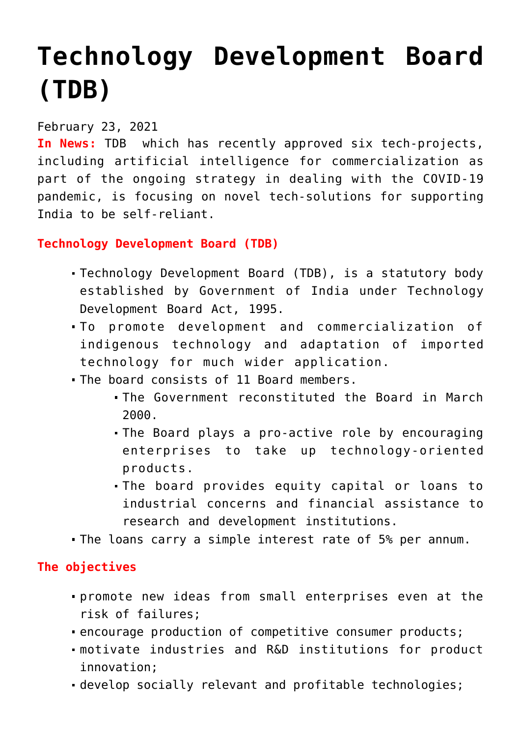# Technology Development Board (TDB)

February 23, 2021

**In News:** TDB which has recently approved six tech-projects, including artificial intelligence for commercialization as part of the ongoing strategy in dealing with the COVID-19 pandemic, is focusing on novel tech-solutions for supporting India to be self-reliant.

**Technology Development Board (TDB)**

- Technology Development Board (TDB), is a statutory body established by Government of India under Technology Development Board Act, 1995.
- To promote development and commercialization of indigenous technology and adaptation of imported technology for much wider application.
- The board consists of 11 Board members.
  - The Government reconstituted the Board in March 2000.
  - The Board plays a pro-active role by encouraging enterprises to take up technology-oriented products.
  - The board provides equity capital or loans to industrial concerns and financial assistance to research and development institutions.
- The loans carry a simple interest rate of 5% per annum.

**The objectives**

- promote new ideas from small enterprises even at the risk of failures;
- encourage production of competitive consumer products;
- motivate industries and R&D institutions for product innovation;
- develop socially relevant and profitable technologies;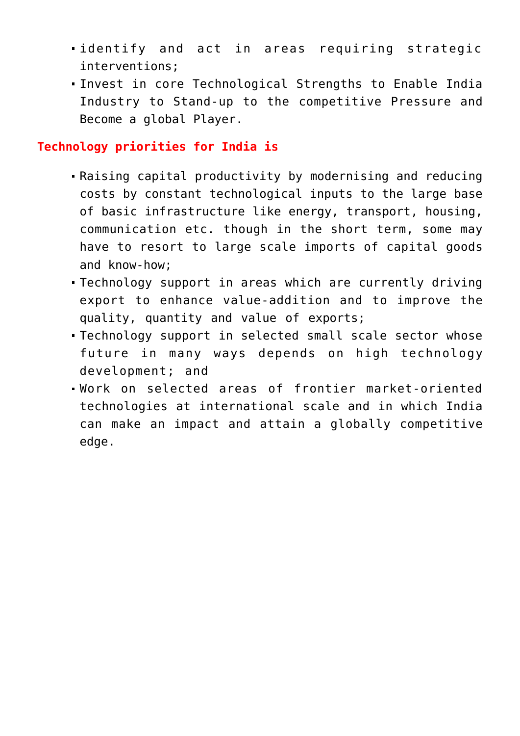- identify and act in areas requiring strategic interventions;
- Invest in core Technological Strengths to Enable India Industry to Stand-up to the competitive Pressure and Become a global Player.

**Technology priorities for India is**

- Raising capital productivity by modernising and reducing costs by constant technological inputs to the large base of basic infrastructure like energy, transport, housing, communication etc. though in the short term, some may have to resort to large scale imports of capital goods and know-how;
- Technology support in areas which are currently driving export to enhance value-addition and to improve the quality, quantity and value of exports;
- Technology support in selected small scale sector whose future in many ways depends on high technology development; and
- Work on selected areas of frontier market-oriented technologies at international scale and in which India can make an impact and attain a globally competitive edge.